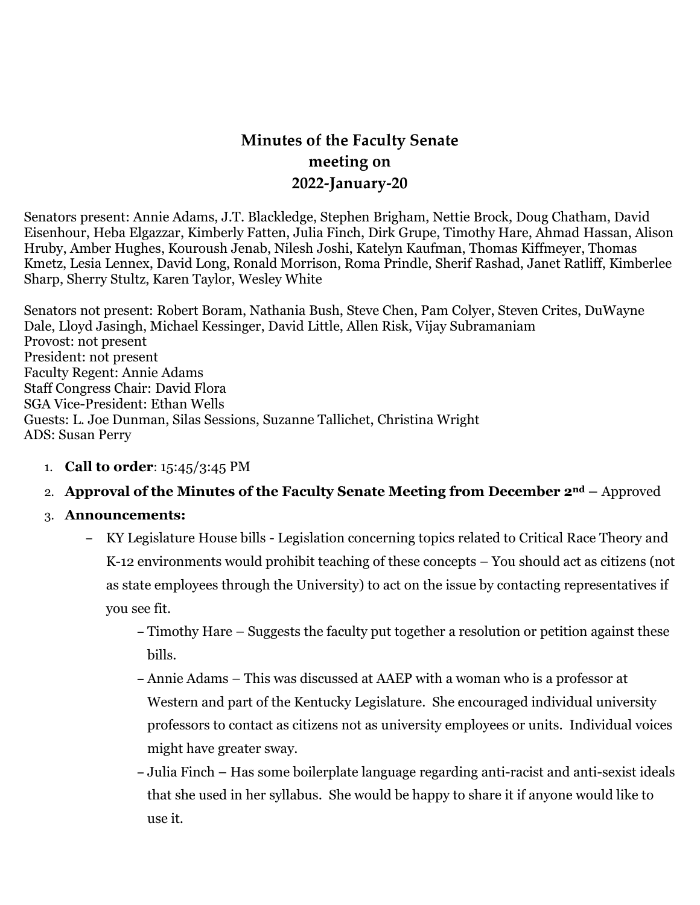# Minutes of the Faculty Senate meeting on 2022-January-20

Senators present: Annie Adams, J.T. Blackledge, Stephen Brigham, Nettie Brock, Doug Chatham, David Eisenhour, Heba Elgazzar, Kimberly Fatten, Julia Finch, Dirk Grupe, Timothy Hare, Ahmad Hassan, Alison Hruby, Amber Hughes, Kouroush Jenab, Nilesh Joshi, Katelyn Kaufman, Thomas Kiffmeyer, Thomas Kmetz, Lesia Lennex, David Long, Ronald Morrison, Roma Prindle, Sherif Rashad, Janet Ratliff, Kimberlee Sharp, Sherry Stultz, Karen Taylor, Wesley White

Senators not present: Robert Boram, Nathania Bush, Steve Chen, Pam Colyer, Steven Crites, DuWayne Dale, Lloyd Jasingh, Michael Kessinger, David Little, Allen Risk, Vijay Subramaniam
Provost: not present
President: not present
Faculty Regent: Annie Adams
Staff Congress Chair: David Flora
SGA Vice-President: Ethan Wells
Guests: L. Joe Dunman, Silas Sessions, Suzanne Tallichet, Christina Wright
ADS: Susan Perry

1. **Call to order**: 15:45/3:45 PM
2. **Approval of the Minutes of the Faculty Senate Meeting from December 2nd –** Approved
3. **Announcements:**
   - KY Legislature House bills - Legislation concerning topics related to Critical Race Theory and K-12 environments would prohibit teaching of these concepts – You should act as citizens (not as state employees through the University) to act on the issue by contacting representatives if you see fit.
     - Timothy Hare – Suggests the faculty put together a resolution or petition against these bills.
     - Annie Adams – This was discussed at AAEP with a woman who is a professor at Western and part of the Kentucky Legislature. She encouraged individual university professors to contact as citizens not as university employees or units. Individual voices might have greater sway.
     - Julia Finch – Has some boilerplate language regarding anti-racist and anti-sexist ideals that she used in her syllabus. She would be happy to share it if anyone would like to use it.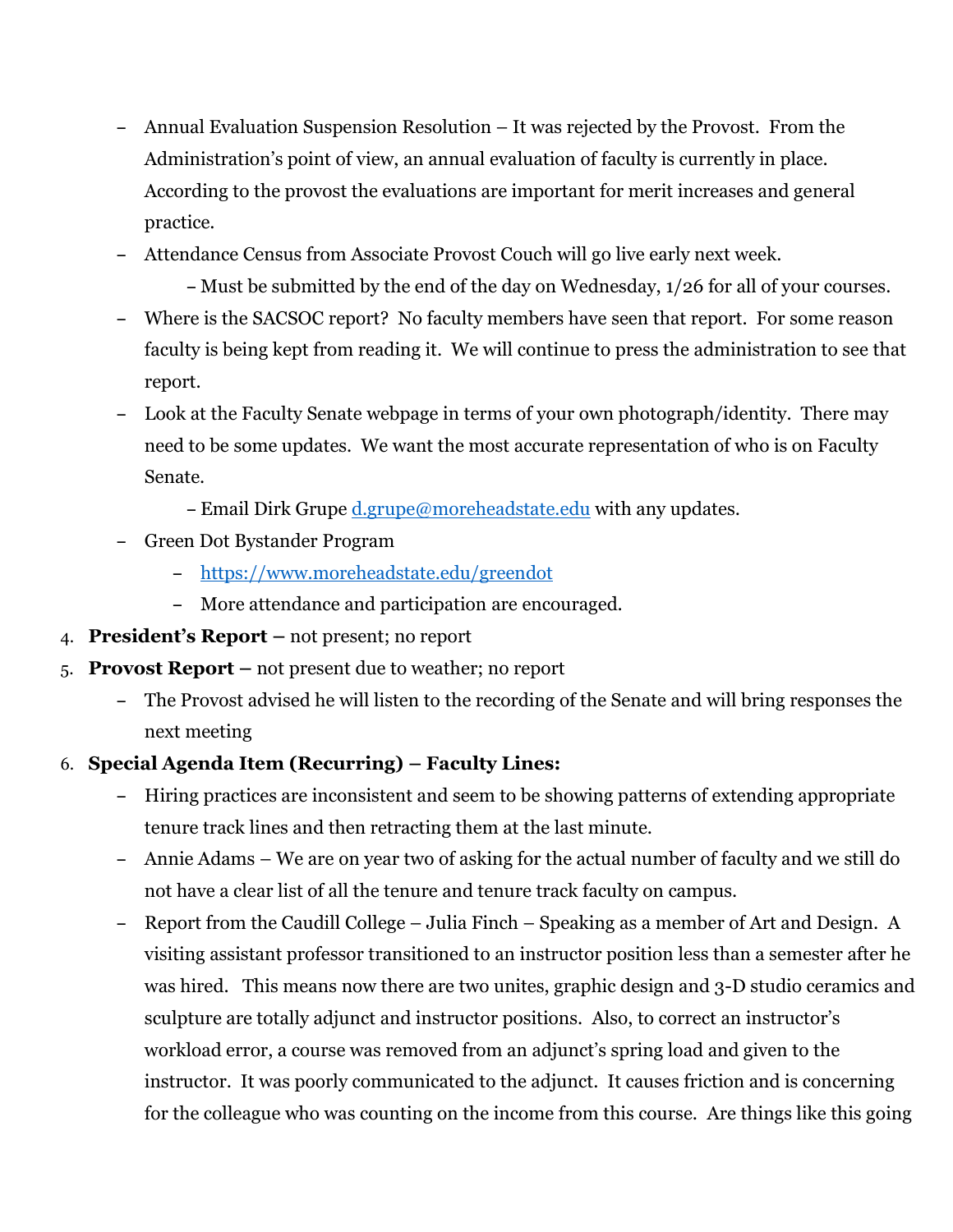- Annual Evaluation Suspension Resolution – It was rejected by the Provost. From the Administration's point of view, an annual evaluation of faculty is currently in place. According to the provost the evaluations are important for merit increases and general practice.
- Attendance Census from Associate Provost Couch will go live early next week.
  - Must be submitted by the end of the day on Wednesday, 1/26 for all of your courses.
- Where is the SACSOC report? No faculty members have seen that report. For some reason faculty is being kept from reading it. We will continue to press the administration to see that report.
- Look at the Faculty Senate webpage in terms of your own photograph/identity. There may need to be some updates. We want the most accurate representation of who is on Faculty Senate.
  - Email Dirk Grupe [d.grupe@moreheadstate.edu](mailto:d.grupe@moreheadstate.edu) with any updates.
- Green Dot Bystander Program
  - [https://www.moreheadstate.edu/greendot](https://www.moreheadstate.edu/greendot)
  - More attendance and participation are encouraged.

4. **President's Report –** not present; no report
5. **Provost Report –** not present due to weather; no report
   - The Provost advised he will listen to the recording of the Senate and will bring responses the next meeting
6. **Special Agenda Item (Recurring) – Faculty Lines:**
   - Hiring practices are inconsistent and seem to be showing patterns of extending appropriate tenure track lines and then retracting them at the last minute.
   - Annie Adams – We are on year two of asking for the actual number of faculty and we still do not have a clear list of all the tenure and tenure track faculty on campus.
   - Report from the Caudill College – Julia Finch – Speaking as a member of Art and Design. A visiting assistant professor transitioned to an instructor position less than a semester after he was hired. This means now there are two unites, graphic design and 3-D studio ceramics and sculpture are totally adjunct and instructor positions. Also, to correct an instructor's workload error, a course was removed from an adjunct's spring load and given to the instructor. It was poorly communicated to the adjunct. It causes friction and is concerning for the colleague who was counting on the income from this course. Are things like this going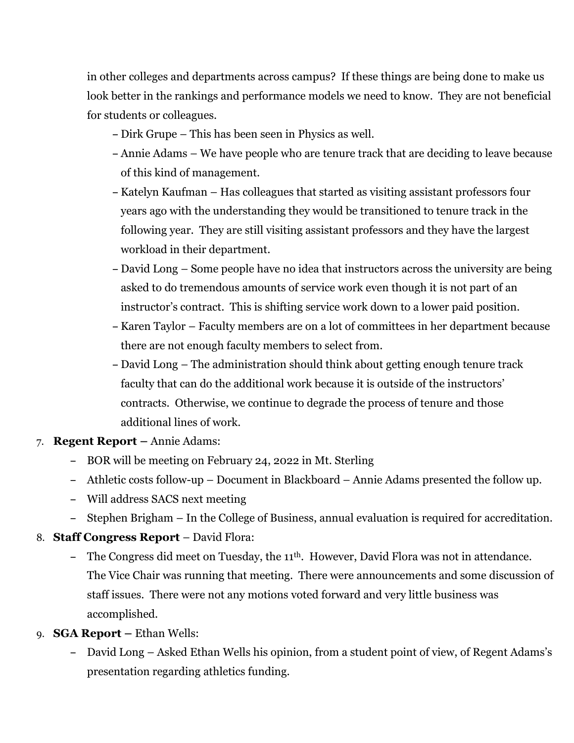in other colleges and departments across campus? If these things are being done to make us look better in the rankings and performance models we need to know. They are not beneficial for students or colleagues.

- Dirk Grupe – This has been seen in Physics as well.
- Annie Adams – We have people who are tenure track that are deciding to leave because of this kind of management.
- Katelyn Kaufman – Has colleagues that started as visiting assistant professors four years ago with the understanding they would be transitioned to tenure track in the following year. They are still visiting assistant professors and they have the largest workload in their department.
- David Long – Some people have no idea that instructors across the university are being asked to do tremendous amounts of service work even though it is not part of an instructor's contract. This is shifting service work down to a lower paid position.
- Karen Taylor – Faculty members are on a lot of committees in her department because there are not enough faculty members to select from.
- David Long – The administration should think about getting enough tenure track faculty that can do the additional work because it is outside of the instructors' contracts. Otherwise, we continue to degrade the process of tenure and those additional lines of work.

7. **Regent Report –** Annie Adams:
   - BOR will be meeting on February 24, 2022 in Mt. Sterling
   - Athletic costs follow-up – Document in Blackboard – Annie Adams presented the follow up.
   - Will address SACS next meeting
   - Stephen Brigham – In the College of Business, annual evaluation is required for accreditation.
8. **Staff Congress Report** – David Flora:
   - The Congress did meet on Tuesday, the 11th. However, David Flora was not in attendance. The Vice Chair was running that meeting. There were announcements and some discussion of staff issues. There were not any motions voted forward and very little business was accomplished.
9. **SGA Report –** Ethan Wells:
   - David Long – Asked Ethan Wells his opinion, from a student point of view, of Regent Adams's presentation regarding athletics funding.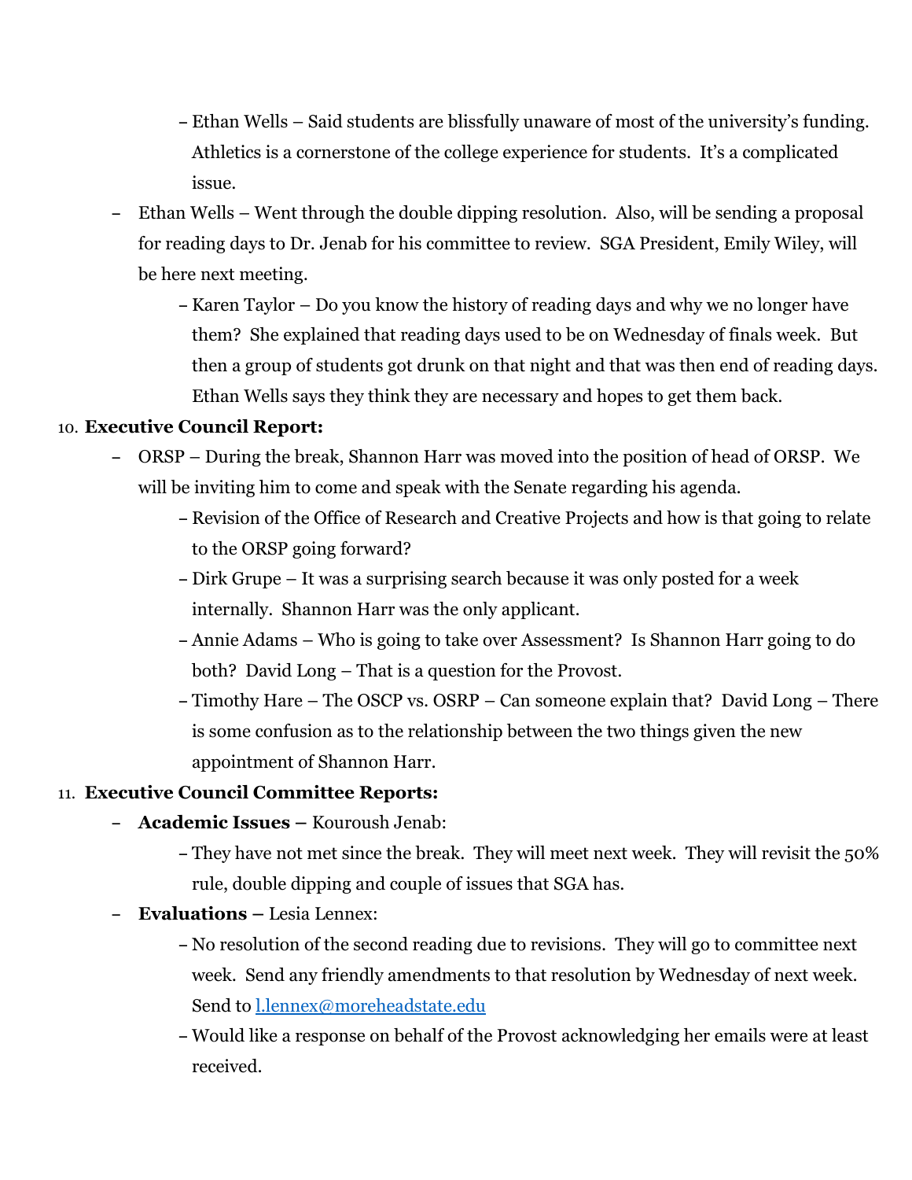- Ethan Wells – Said students are blissfully unaware of most of the university's funding. Athletics is a cornerstone of the college experience for students. It's a complicated issue.

- Ethan Wells – Went through the double dipping resolution. Also, will be sending a proposal for reading days to Dr. Jenab for his committee to review. SGA President, Emily Wiley, will be here next meeting.
   - Karen Taylor – Do you know the history of reading days and why we no longer have them? She explained that reading days used to be on Wednesday of finals week. But then a group of students got drunk on that night and that was then end of reading days. Ethan Wells says they think they are necessary and hopes to get them back.

10. **Executive Council Report:**
   - ORSP – During the break, Shannon Harr was moved into the position of head of ORSP. We will be inviting him to come and speak with the Senate regarding his agenda.
      - Revision of the Office of Research and Creative Projects and how is that going to relate to the ORSP going forward?
      - Dirk Grupe – It was a surprising search because it was only posted for a week internally. Shannon Harr was the only applicant.
      - Annie Adams – Who is going to take over Assessment? Is Shannon Harr going to do both? David Long – That is a question for the Provost.
      - Timothy Hare – The OSCP vs. OSRP – Can someone explain that? David Long – There is some confusion as to the relationship between the two things given the new appointment of Shannon Harr.

11. **Executive Council Committee Reports:**
   - **Academic Issues –** Kouroush Jenab:
      - They have not met since the break. They will meet next week. They will revisit the 50% rule, double dipping and couple of issues that SGA has.
   - **Evaluations –** Lesia Lennex:
      - No resolution of the second reading due to revisions. They will go to committee next week. Send any friendly amendments to that resolution by Wednesday of next week. Send to [l.lennex@moreheadstate.edu](mailto:l.lennex@moreheadstate.edu)
      - Would like a response on behalf of the Provost acknowledging her emails were at least received.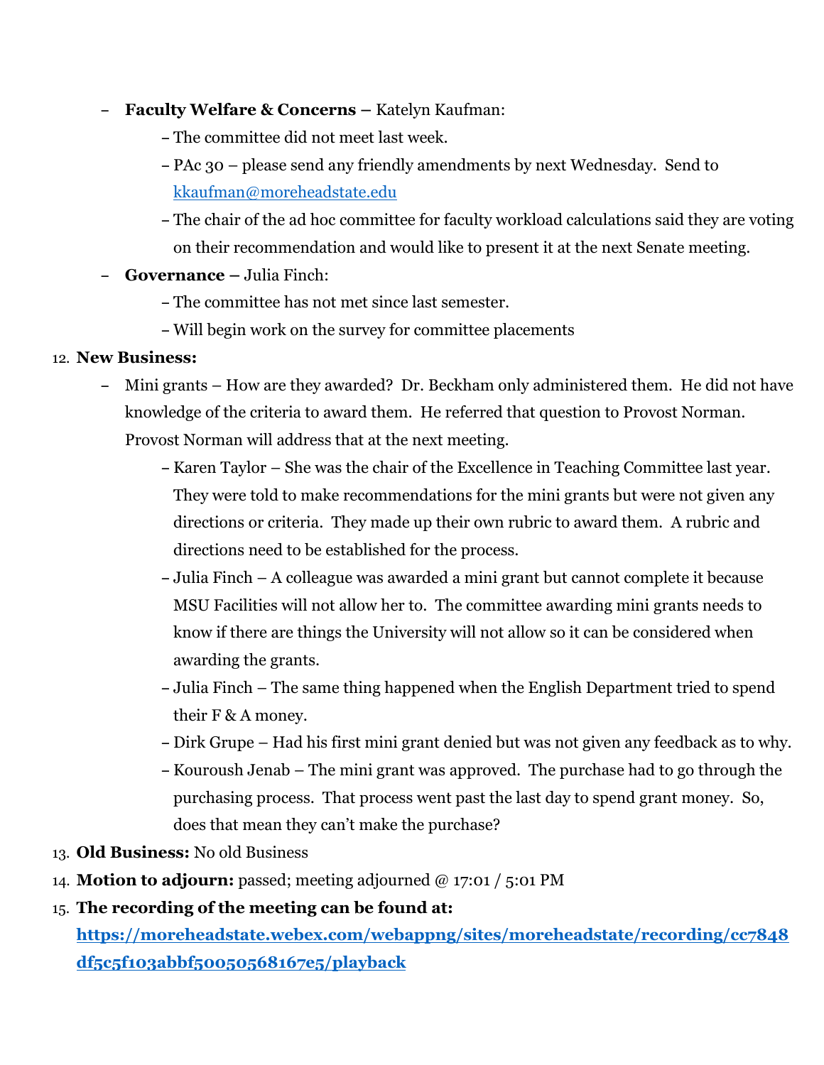- **Faculty Welfare & Concerns –** Katelyn Kaufman:
  - The committee did not meet last week.
  - PAc 30 – please send any friendly amendments by next Wednesday. Send to kkaufman@moreheadstate.edu
  - The chair of the ad hoc committee for faculty workload calculations said they are voting on their recommendation and would like to present it at the next Senate meeting.
- **Governance –** Julia Finch:
  - The committee has not met since last semester.
  - Will begin work on the survey for committee placements

12. **New Business:**
    - Mini grants – How are they awarded? Dr. Beckham only administered them. He did not have knowledge of the criteria to award them. He referred that question to Provost Norman. Provost Norman will address that at the next meeting.
      - Karen Taylor – She was the chair of the Excellence in Teaching Committee last year. They were told to make recommendations for the mini grants but were not given any directions or criteria. They made up their own rubric to award them. A rubric and directions need to be established for the process.
      - Julia Finch – A colleague was awarded a mini grant but cannot complete it because MSU Facilities will not allow her to. The committee awarding mini grants needs to know if there are things the University will not allow so it can be considered when awarding the grants.
      - Julia Finch – The same thing happened when the English Department tried to spend their F & A money.
      - Dirk Grupe – Had his first mini grant denied but was not given any feedback as to why.
      - Kouroush Jenab – The mini grant was approved. The purchase had to go through the purchasing process. That process went past the last day to spend grant money. So, does that mean they can't make the purchase?
13. **Old Business:** No old Business
14. **Motion to adjourn:** passed; meeting adjourned @ 17:01 / 5:01 PM
15. **The recording of the meeting can be found at:** **https://moreheadstate.webex.com/webappng/sites/moreheadstate/recording/cc7848df5c5f103abbf50050568167e5/playback**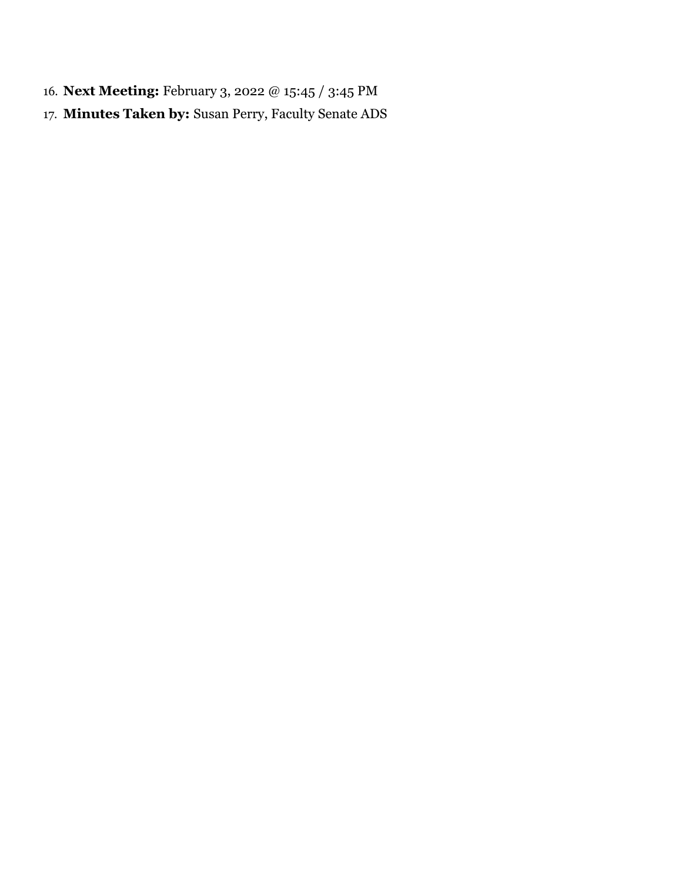16. **Next Meeting:** February 3, 2022 @ 15:45 / 3:45 PM
17. **Minutes Taken by:** Susan Perry, Faculty Senate ADS